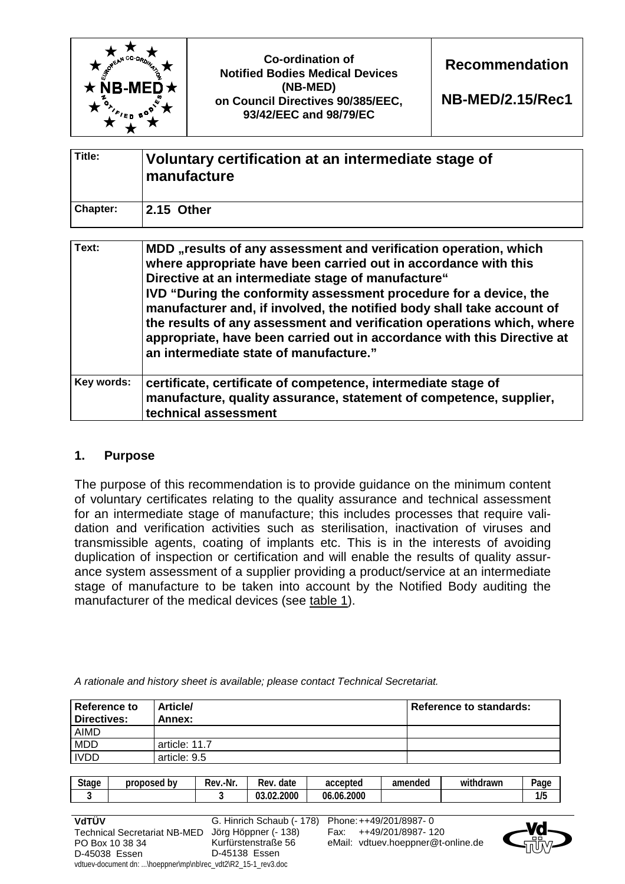| | Co-ordination of Notified Bodies Medical Devices (NB-MED) on Council Directives 90/385/EEC, 93/42/EEC and 98/79/EC | **Recommendation** **NB-MED/2.15/Rec1** |
|---|---|---|

| | |
|---|---|
| **Title:** | **Voluntary certification at an intermediate stage of manufacture** |
| **Chapter:** | **2.15 Other** |

| | |
|---|---|
| **Text:** | **MDD „results of any assessment and verification operation, which where appropriate have been carried out in accordance with this Directive at an intermediate stage of manufacture“** **IVD “During the conformity assessment procedure for a device, the manufacturer and, if involved, the notified body shall take account of the results of any assessment and verification operations which, where appropriate, have been carried out in accordance with this Directive at an intermediate state of manufacture.”** |
| **Key words:** | **certificate, certificate of competence, intermediate stage of manufacture, quality assurance, statement of competence, supplier, technical assessment** |

## 1. Purpose

The purpose of this recommendation is to provide guidance on the minimum content of voluntary certificates relating to the quality assurance and technical assessment for an intermediate stage of manufacture; this includes processes that require validation and verification activities such as sterilisation, inactivation of viruses and transmissible agents, coating of implants etc. This is in the interests of avoiding duplication of inspection or certification and will enable the results of quality assurance system assessment of a supplier providing a product/service at an intermediate stage of manufacture to be taken into account by the Notified Body auditing the manufacturer of the medical devices (see table 1).

*A rationale and history sheet is available; please contact Technical Secretariat.*

| Reference to Directives: | Article/ Annex: | Reference to standards: |
|---|---|---|
| AIMD | | |
| MDD | article: 11.7 | |
| IVDD | article: 9.5 | |

| Stage | proposed by | Rev.-Nr. | Rev. date | accepted | amended | withdrawn | Page |
|---|---|---|---|---|---|---|---|
| 3 | | 3 | 03.02.2000 | 06.06.2000 | | | 1/5 |

**VdTÜV**
Technical Secretariat NB-MED
PO Box 10 38 34
D-45038 Essen

G. Hinrich Schaub (- 178)
Jörg Höppner (- 138)
Kurfürstenstraße 56
D-45138 Essen

Phone: ++49/201/8987- 0
Fax: ++49/201/8987- 120
eMail: vdtuev.hoeppner@t-online.de

vdtuev-document dn: ...\hoeppner\mp\nb\rec_vdt2\R2_15-1_rev3.doc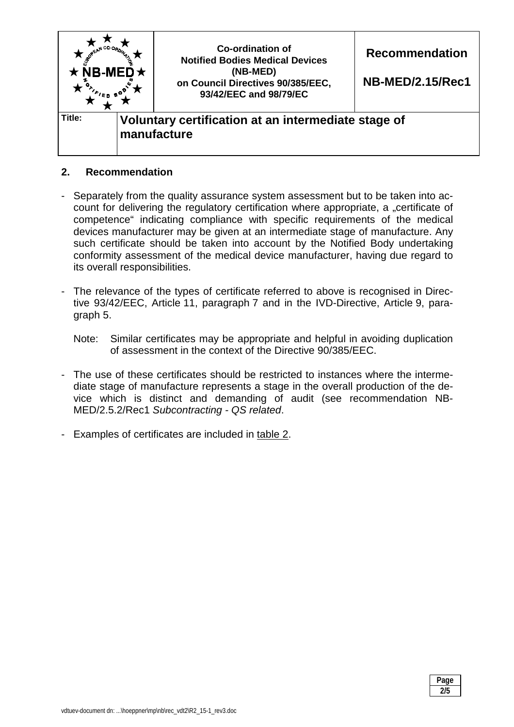## 2. Recommendation

- Separately from the quality assurance system assessment but to be taken into account for delivering the regulatory certification where appropriate, a „certificate of competence" indicating compliance with specific requirements of the medical devices manufacturer may be given at an intermediate stage of manufacture. Any such certificate should be taken into account by the Notified Body undertaking conformity assessment of the medical device manufacturer, having due regard to its overall responsibilities.

- The relevance of the types of certificate referred to above is recognised in Directive 93/42/EEC, Article 11, paragraph 7 and in the IVD-Directive, Article 9, paragraph 5.

  Note: Similar certificates may be appropriate and helpful in avoiding duplication of assessment in the context of the Directive 90/385/EEC.

- The use of these certificates should be restricted to instances where the intermediate stage of manufacture represents a stage in the overall production of the device which is distinct and demanding of audit (see recommendation NB-MED/2.5.2/Rec1 *Subcontracting - QS related*.

- Examples of certificates are included in table 2.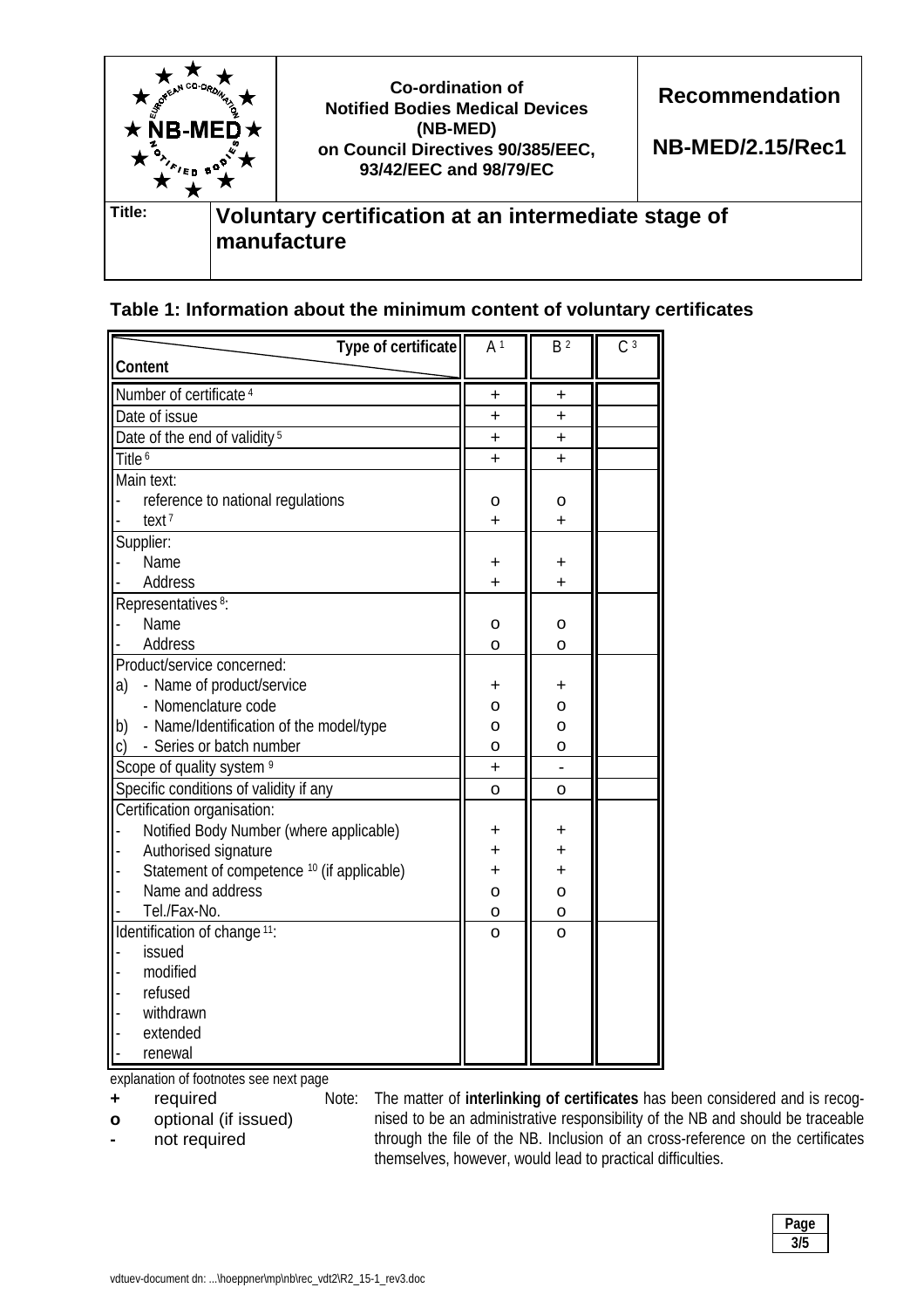## Table 1: Information about the minimum content of voluntary certificates

| Content \ Type of certificate | A [1] | B [2] | C [3] |
|---|---|---|---|
| Number of certificate [4] | + | + | |
| Date of issue | + | + | |
| Date of the end of validity [5] | + | + | |
| Title [6] | + | + | |
| Main text: | | | |
| - reference to national regulations | o | o | |
| - text [7] | + | + | |
| Supplier: | | | |
| - Name | + | + | |
| - Address | + | + | |
| Representatives [8]: | | | |
| - Name | o | o | |
| - Address | o | o | |
| Product/service concerned: | | | |
| a) - Name of product/service | + | + | |
| - Nomenclature code | o | o | |
| b) - Name/Identification of the model/type | o | o | |
| c) - Series or batch number | o | o | |
| Scope of quality system [9] | + | - | |
| Specific conditions of validity if any | o | o | |
| Certification organisation: | | | |
| - Notified Body Number (where applicable) | + | + | |
| - Authorised signature | + | + | |
| - Statement of competence [10] (if applicable) | + | + | |
| - Name and address | o | o | |
| - Tel./Fax-No. | o | o | |
| Identification of change [11]: | o | o | |
| - issued | | | |
| - modified | | | |
| - refused | | | |
| - withdrawn | | | |
| - extended | | | |
| - renewal | | | |

explanation of footnotes see next page

**+** required
**o** optional (if issued)
**-** not required

Note: The matter of **interlinking of certificates** has been considered and is recognised to be an administrative responsibility of the NB and should be traceable through the file of the NB. Inclusion of an cross-reference on the certificates themselves, however, would lead to practical difficulties.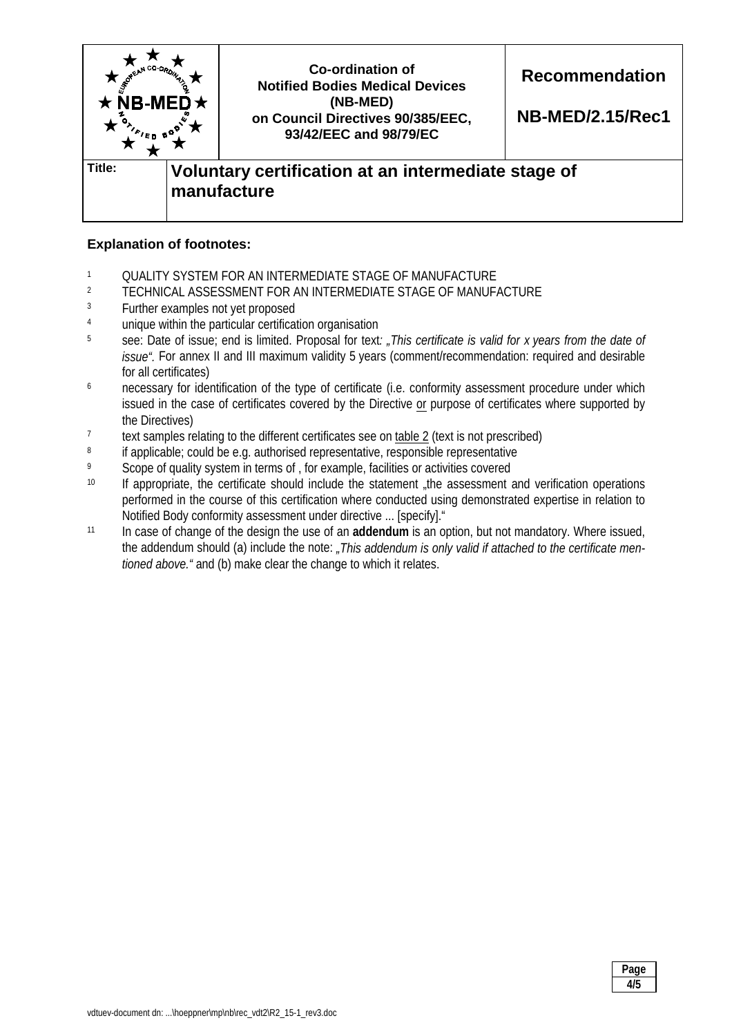**Explanation of footnotes:**

1. QUALITY SYSTEM FOR AN INTERMEDIATE STAGE OF MANUFACTURE
2. TECHNICAL ASSESSMENT FOR AN INTERMEDIATE STAGE OF MANUFACTURE
3. Further examples not yet proposed
4. unique within the particular certification organisation
5. see: Date of issue; end is limited. Proposal for text*: „This certificate is valid for x years from the date of issue“.* For annex II and III maximum validity 5 years (comment/recommendation: required and desirable for all certificates)
6. necessary for identification of the type of certificate (i.e. conformity assessment procedure under which issued in the case of certificates covered by the Directive <u>or</u> purpose of certificates where supported by the Directives)
7. text samples relating to the different certificates see on <u>table 2</u> (text is not prescribed)
8. if applicable; could be e.g. authorised representative, responsible representative
9. Scope of quality system in terms of , for example, facilities or activities covered
10. If appropriate, the certificate should include the statement „the assessment and verification operations performed in the course of this certification where conducted using demonstrated expertise in relation to Notified Body conformity assessment under directive ... [specify].“
11. In case of change of the design the use of an **addendum** is an option, but not mandatory. Where issued, the addendum should (a) include the note: *„This addendum is only valid if attached to the certificate mentioned above.“* and (b) make clear the change to which it relates.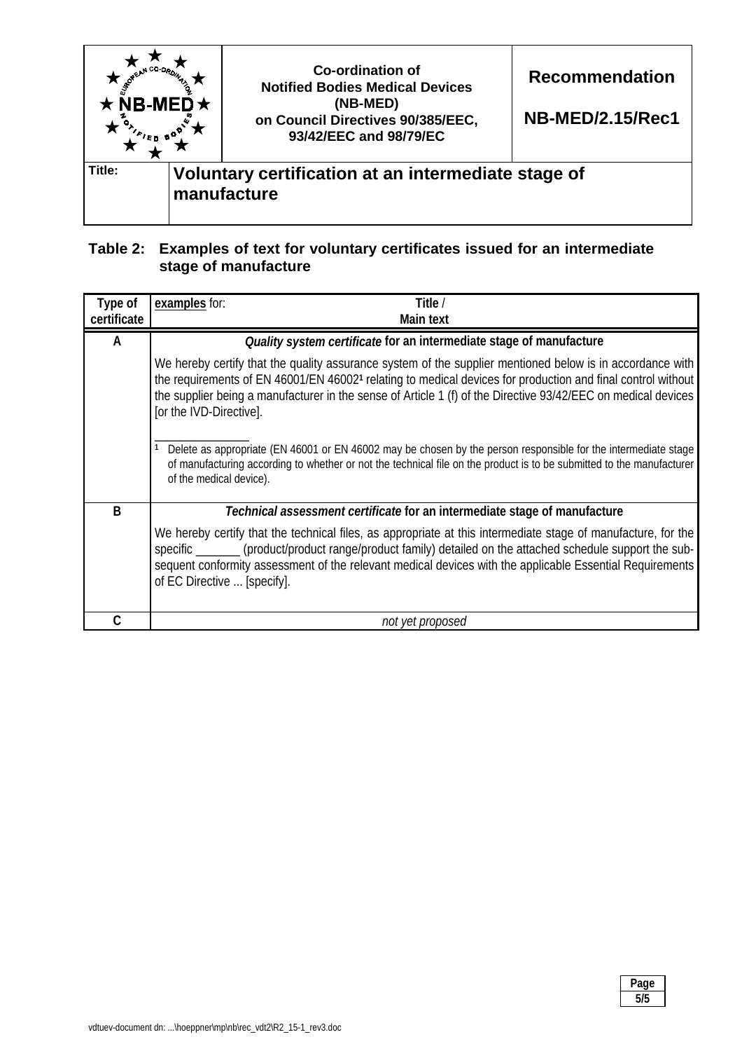## Table 2: Examples of text for voluntary certificates issued for an intermediate stage of manufacture

| Type of certificate | examples for: Title / Main text |
|---|---|
| A | ***Quality system certificate* for an intermediate stage of manufacture**<br><br>We hereby certify that the quality assurance system of the supplier mentioned below is in accordance with the requirements of EN 46001/EN 46002[1] relating to medical devices for production and final control without the supplier being a manufacturer in the sense of Article 1 (f) of the Directive 93/42/EEC on medical devices [or the IVD-Directive].<br><br>[1] Delete as appropriate (EN 46001 or EN 46002 may be chosen by the person responsible for the intermediate stage of manufacturing according to whether or not the technical file on the product is to be submitted to the manufacturer of the medical device). |
| B | ***Technical assessment certificate* for an intermediate stage of manufacture**<br><br>We hereby certify that the technical files, as appropriate at this intermediate stage of manufacture, for the specific _______ (product/product range/product family) detailed on the attached schedule support the subsequent conformity assessment of the relevant medical devices with the applicable Essential Requirements of EC Directive ... [specify]. |
| C | *not yet proposed* |

vdtuev-document dn: ...\hoeppner\mp\nb\rec_vdt2\R2_15-1_rev3.doc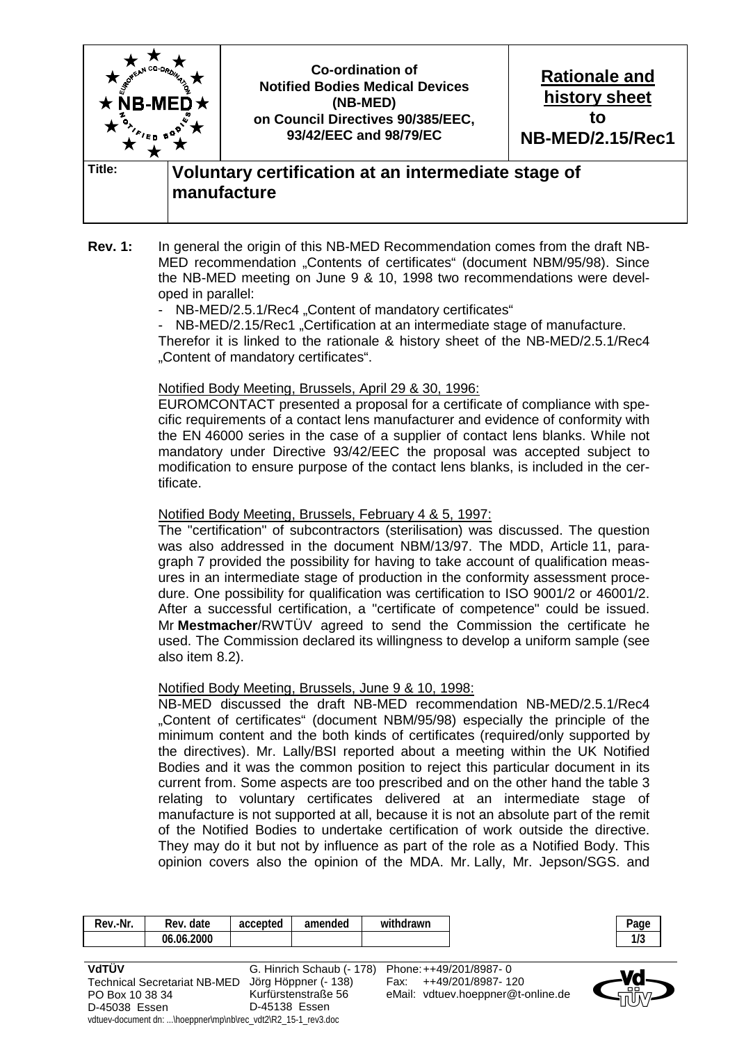| NB-MED | Co-ordination of Notified Bodies Medical Devices (NB-MED) on Council Directives 90/385/EEC, 93/42/EEC and 98/79/EC | Rationale and history sheet to NB-MED/2.15/Rec1 |
|---|---|---|

**Title:** **Voluntary certification at an intermediate stage of manufacture**

**Rev. 1:** In general the origin of this NB-MED Recommendation comes from the draft NB-MED recommendation „Contents of certificates" (document NBM/95/98). Since the NB-MED meeting on June 9 & 10, 1998 two recommendations were developed in parallel:

- NB-MED/2.5.1/Rec4 „Content of mandatory certificates"
- NB-MED/2.15/Rec1 „Certification at an intermediate stage of manufacture.

Therefor it is linked to the rationale & history sheet of the NB-MED/2.5.1/Rec4 „Content of mandatory certificates".

Notified Body Meeting, Brussels, April 29 & 30, 1996:

EUROMCONTACT presented a proposal for a certificate of compliance with specific requirements of a contact lens manufacturer and evidence of conformity with the EN 46000 series in the case of a supplier of contact lens blanks. While not mandatory under Directive 93/42/EEC the proposal was accepted subject to modification to ensure purpose of the contact lens blanks, is included in the certificate.

Notified Body Meeting, Brussels, February 4 & 5, 1997:

The "certification" of subcontractors (sterilisation) was discussed. The question was also addressed in the document NBM/13/97. The MDD, Article 11, paragraph 7 provided the possibility for having to take account of qualification measures in an intermediate stage of production in the conformity assessment procedure. One possibility for qualification was certification to ISO 9001/2 or 46001/2. After a successful certification, a "certificate of competence" could be issued. Mr **Mestmacher**/RWTÜV agreed to send the Commission the certificate he used. The Commission declared its willingness to develop a uniform sample (see also item 8.2).

Notified Body Meeting, Brussels, June 9 & 10, 1998:

NB-MED discussed the draft NB-MED recommendation NB-MED/2.5.1/Rec4 „Content of certificates" (document NBM/95/98) especially the principle of the minimum content and the both kinds of certificates (required/only supported by the directives). Mr. Lally/BSI reported about a meeting within the UK Notified Bodies and it was the common position to reject this particular document in its current from. Some aspects are too prescribed and on the other hand the table 3 relating to voluntary certificates delivered at an intermediate stage of manufacture is not supported at all, because it is not an absolute part of the remit of the Notified Bodies to undertake certification of work outside the directive. They may do it but not by influence as part of the role as a Notified Body. This opinion covers also the opinion of the MDA. Mr. Lally, Mr. Jepson/SGS. and

| Rev.-Nr. | Rev. date | accepted | amended | withdrawn |
|---|---|---|---|---|
| | 06.06.2000 | | | |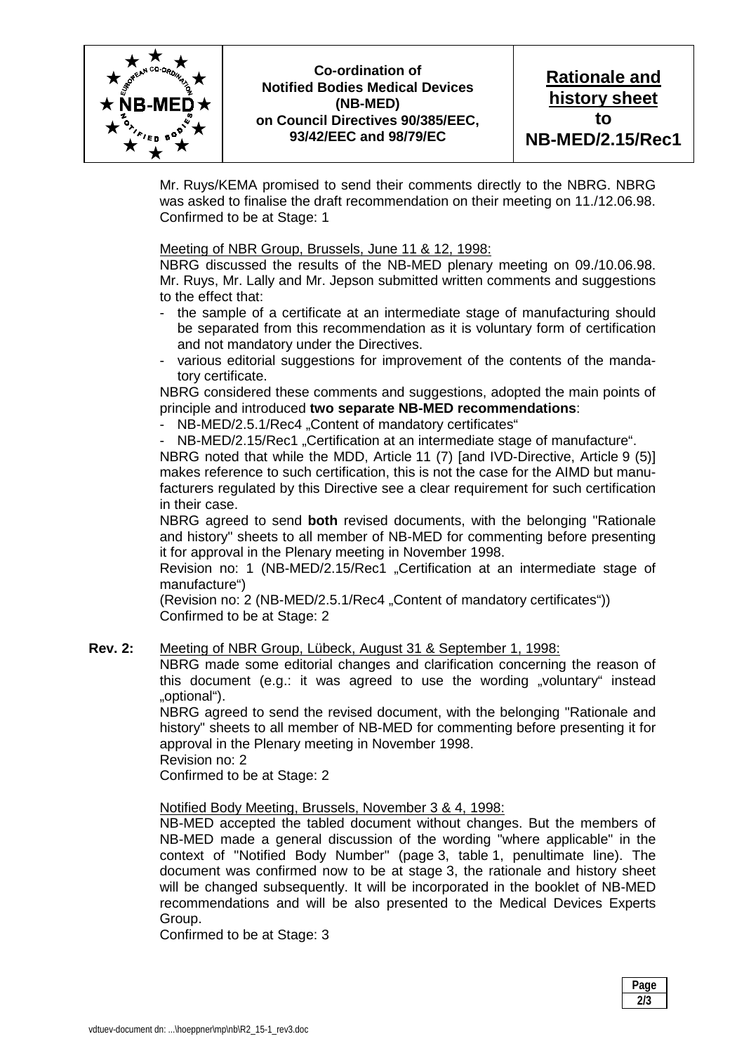Mr. Ruys/KEMA promised to send their comments directly to the NBRG. NBRG was asked to finalise the draft recommendation on their meeting on 11./12.06.98. Confirmed to be at Stage: 1

Meeting of NBR Group, Brussels, June 11 & 12, 1998:

NBRG discussed the results of the NB-MED plenary meeting on 09./10.06.98. Mr. Ruys, Mr. Lally and Mr. Jepson submitted written comments and suggestions to the effect that:

- the sample of a certificate at an intermediate stage of manufacturing should be separated from this recommendation as it is voluntary form of certification and not mandatory under the Directives.
- various editorial suggestions for improvement of the contents of the mandatory certificate.

NBRG considered these comments and suggestions, adopted the main points of principle and introduced **two separate NB-MED recommendations**:

- NB-MED/2.5.1/Rec4 „Content of mandatory certificates“
- NB-MED/2.15/Rec1 „Certification at an intermediate stage of manufacture“.

NBRG noted that while the MDD, Article 11 (7) [and IVD-Directive, Article 9 (5)] makes reference to such certification, this is not the case for the AIMD but manufacturers regulated by this Directive see a clear requirement for such certification in their case.

NBRG agreed to send **both** revised documents, with the belonging "Rationale and history" sheets to all member of NB-MED for commenting before presenting it for approval in the Plenary meeting in November 1998.

Revision no: 1 (NB-MED/2.15/Rec1 „Certification at an intermediate stage of manufacture“)

(Revision no: 2 (NB-MED/2.5.1/Rec4 „Content of mandatory certificates“))

Confirmed to be at Stage: 2

**Rev. 2:** Meeting of NBR Group, Lübeck, August 31 & September 1, 1998:

NBRG made some editorial changes and clarification concerning the reason of this document (e.g.: it was agreed to use the wording „voluntary“ instead „optional“).

NBRG agreed to send the revised document, with the belonging "Rationale and history" sheets to all member of NB-MED for commenting before presenting it for approval in the Plenary meeting in November 1998.

Revision no: 2

Confirmed to be at Stage: 2

Notified Body Meeting, Brussels, November 3 & 4, 1998:

NB-MED accepted the tabled document without changes. But the members of NB-MED made a general discussion of the wording "where applicable" in the context of "Notified Body Number" (page 3, table 1, penultimate line). The document was confirmed now to be at stage 3, the rationale and history sheet will be changed subsequently. It will be incorporated in the booklet of NB-MED recommendations and will be also presented to the Medical Devices Experts Group.

Confirmed to be at Stage: 3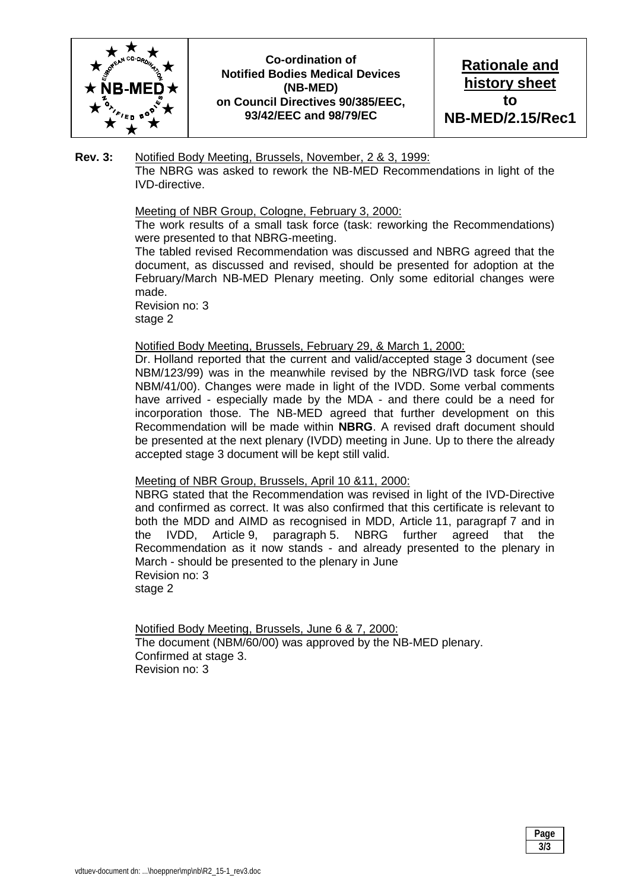**Rev. 3:** Notified Body Meeting, Brussels, November, 2 & 3, 1999:
The NBRG was asked to rework the NB-MED Recommendations in light of the IVD-directive.

Meeting of NBR Group, Cologne, February 3, 2000:
The work results of a small task force (task: reworking the Recommendations) were presented to that NBRG-meeting.
The tabled revised Recommendation was discussed and NBRG agreed that the document, as discussed and revised, should be presented for adoption at the February/March NB-MED Plenary meeting. Only some editorial changes were made.
Revision no: 3
stage 2

Notified Body Meeting, Brussels, February 29, & March 1, 2000:
Dr. Holland reported that the current and valid/accepted stage 3 document (see NBM/123/99) was in the meanwhile revised by the NBRG/IVD task force (see NBM/41/00). Changes were made in light of the IVDD. Some verbal comments have arrived - especially made by the MDA - and there could be a need for incorporation those. The NB-MED agreed that further development on this Recommendation will be made within **NBRG**. A revised draft document should be presented at the next plenary (IVDD) meeting in June. Up to there the already accepted stage 3 document will be kept still valid.

Meeting of NBR Group, Brussels, April 10 &11, 2000:
NBRG stated that the Recommendation was revised in light of the IVD-Directive and confirmed as correct. It was also confirmed that this certificate is relevant to both the MDD and AIMD as recognised in MDD, Article 11, paragrapf 7 and in the IVDD, Article 9, paragraph 5. NBRG further agreed that the Recommendation as it now stands - and already presented to the plenary in March - should be presented to the plenary in June
Revision no: 3
stage 2

Notified Body Meeting, Brussels, June 6 & 7, 2000:
The document (NBM/60/00) was approved by the NB-MED plenary.
Confirmed at stage 3.
Revision no: 3